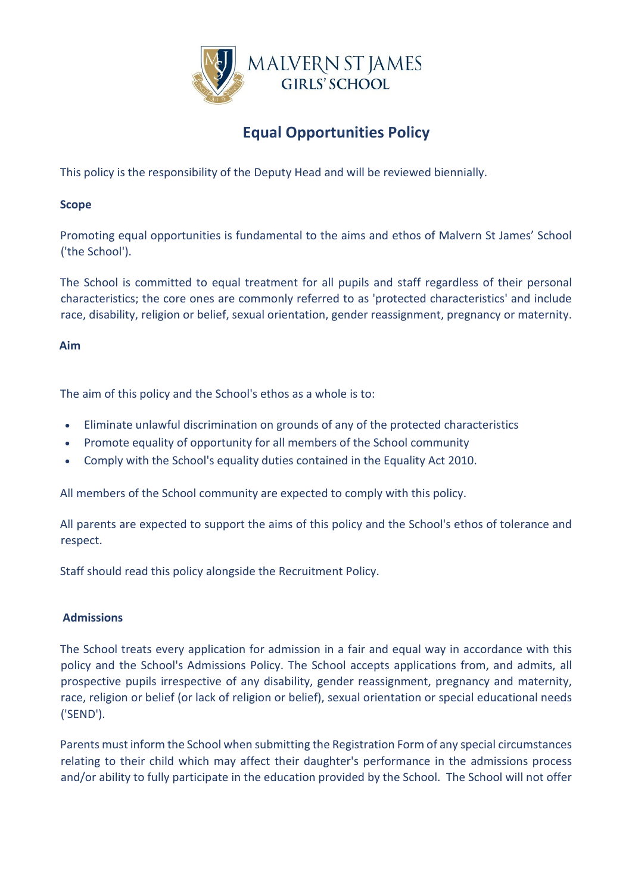MALVERN ST JAMES
GIRLS' SCHOOL

# Equal Opportunities Policy

This policy is the responsibility of the Deputy Head and will be reviewed biennially.

**Scope**

Promoting equal opportunities is fundamental to the aims and ethos of Malvern St James' School ('the School').

The School is committed to equal treatment for all pupils and staff regardless of their personal characteristics; the core ones are commonly referred to as 'protected characteristics' and include race, disability, religion or belief, sexual orientation, gender reassignment, pregnancy or maternity.

**Aim**

The aim of this policy and the School's ethos as a whole is to:

- Eliminate unlawful discrimination on grounds of any of the protected characteristics
- Promote equality of opportunity for all members of the School community
- Comply with the School's equality duties contained in the Equality Act 2010.

All members of the School community are expected to comply with this policy.

All parents are expected to support the aims of this policy and the School's ethos of tolerance and respect.

Staff should read this policy alongside the Recruitment Policy.

**Admissions**

The School treats every application for admission in a fair and equal way in accordance with this policy and the School's Admissions Policy. The School accepts applications from, and admits, all prospective pupils irrespective of any disability, gender reassignment, pregnancy and maternity, race, religion or belief (or lack of religion or belief), sexual orientation or special educational needs ('SEND').

Parents must inform the School when submitting the Registration Form of any special circumstances relating to their child which may affect their daughter's performance in the admissions process and/or ability to fully participate in the education provided by the School. The School will not offer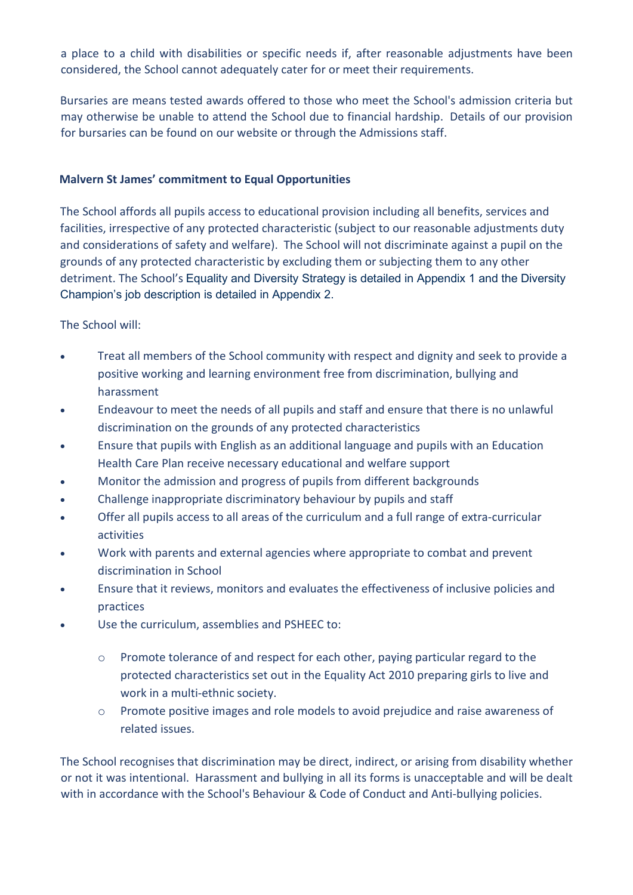a place to a child with disabilities or specific needs if, after reasonable adjustments have been considered, the School cannot adequately cater for or meet their requirements.

Bursaries are means tested awards offered to those who meet the School's admission criteria but may otherwise be unable to attend the School due to financial hardship. Details of our provision for bursaries can be found on our website or through the Admissions staff.

**Malvern St James' commitment to Equal Opportunities**

The School affords all pupils access to educational provision including all benefits, services and facilities, irrespective of any protected characteristic (subject to our reasonable adjustments duty and considerations of safety and welfare). The School will not discriminate against a pupil on the grounds of any protected characteristic by excluding them or subjecting them to any other detriment. The School's Equality and Diversity Strategy is detailed in Appendix 1 and the Diversity Champion's job description is detailed in Appendix 2.

The School will:

- Treat all members of the School community with respect and dignity and seek to provide a positive working and learning environment free from discrimination, bullying and harassment
- Endeavour to meet the needs of all pupils and staff and ensure that there is no unlawful discrimination on the grounds of any protected characteristics
- Ensure that pupils with English as an additional language and pupils with an Education Health Care Plan receive necessary educational and welfare support
- Monitor the admission and progress of pupils from different backgrounds
- Challenge inappropriate discriminatory behaviour by pupils and staff
- Offer all pupils access to all areas of the curriculum and a full range of extra-curricular activities
- Work with parents and external agencies where appropriate to combat and prevent discrimination in School
- Ensure that it reviews, monitors and evaluates the effectiveness of inclusive policies and practices
- Use the curriculum, assemblies and PSHEEC to:
    - Promote tolerance of and respect for each other, paying particular regard to the protected characteristics set out in the Equality Act 2010 preparing girls to live and work in a multi-ethnic society.
    - Promote positive images and role models to avoid prejudice and raise awareness of related issues.

The School recognises that discrimination may be direct, indirect, or arising from disability whether or not it was intentional. Harassment and bullying in all its forms is unacceptable and will be dealt with in accordance with the School's Behaviour & Code of Conduct and Anti-bullying policies.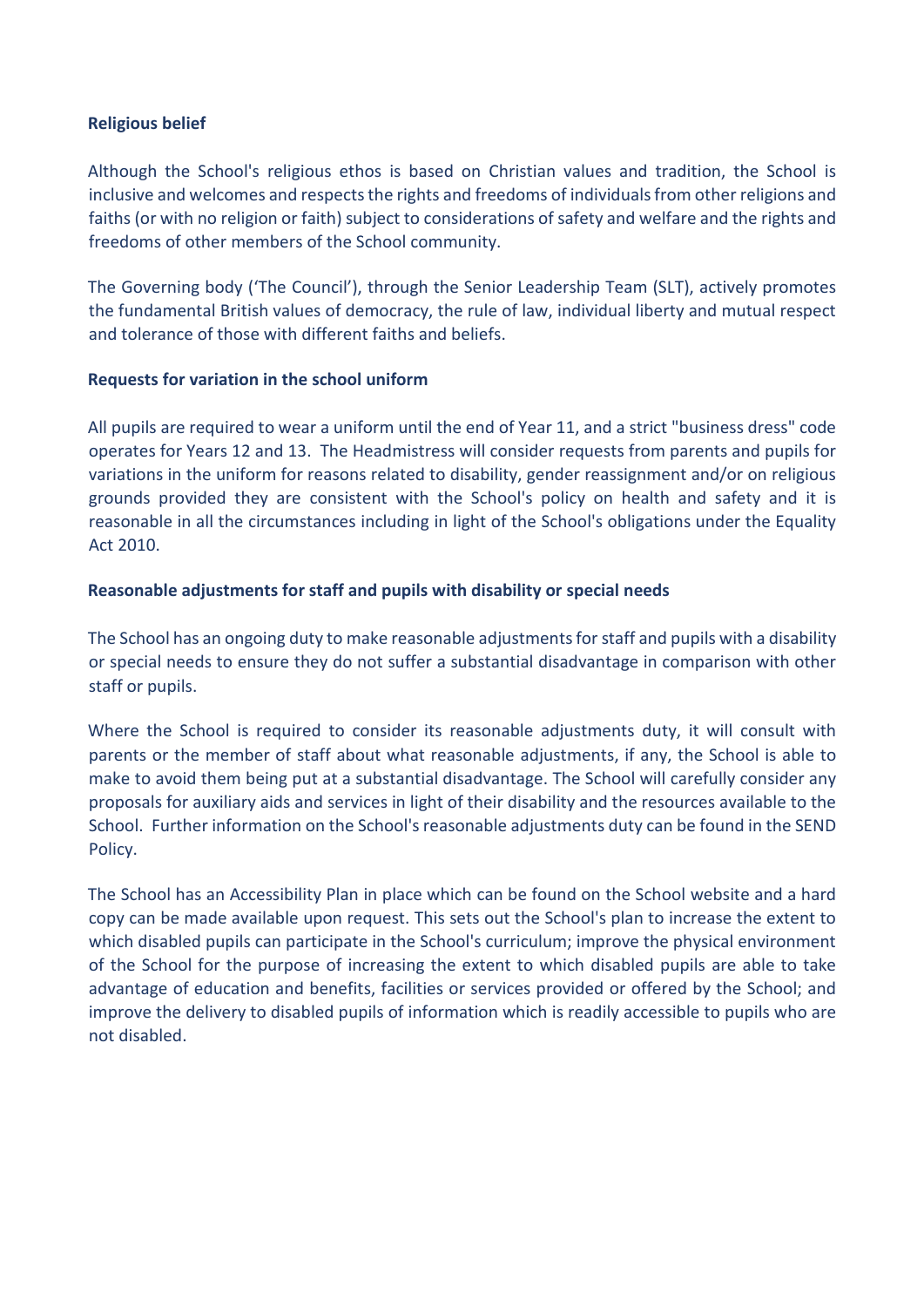**Religious belief**

Although the School's religious ethos is based on Christian values and tradition, the School is inclusive and welcomes and respects the rights and freedoms of individuals from other religions and faiths (or with no religion or faith) subject to considerations of safety and welfare and the rights and freedoms of other members of the School community.

The Governing body ('The Council'), through the Senior Leadership Team (SLT), actively promotes the fundamental British values of democracy, the rule of law, individual liberty and mutual respect and tolerance of those with different faiths and beliefs.

**Requests for variation in the school uniform**

All pupils are required to wear a uniform until the end of Year 11, and a strict "business dress" code operates for Years 12 and 13. The Headmistress will consider requests from parents and pupils for variations in the uniform for reasons related to disability, gender reassignment and/or on religious grounds provided they are consistent with the School's policy on health and safety and it is reasonable in all the circumstances including in light of the School's obligations under the Equality Act 2010.

**Reasonable adjustments for staff and pupils with disability or special needs**

The School has an ongoing duty to make reasonable adjustments for staff and pupils with a disability or special needs to ensure they do not suffer a substantial disadvantage in comparison with other staff or pupils.

Where the School is required to consider its reasonable adjustments duty, it will consult with parents or the member of staff about what reasonable adjustments, if any, the School is able to make to avoid them being put at a substantial disadvantage. The School will carefully consider any proposals for auxiliary aids and services in light of their disability and the resources available to the School. Further information on the School's reasonable adjustments duty can be found in the SEND Policy.

The School has an Accessibility Plan in place which can be found on the School website and a hard copy can be made available upon request. This sets out the School's plan to increase the extent to which disabled pupils can participate in the School's curriculum; improve the physical environment of the School for the purpose of increasing the extent to which disabled pupils are able to take advantage of education and benefits, facilities or services provided or offered by the School; and improve the delivery to disabled pupils of information which is readily accessible to pupils who are not disabled.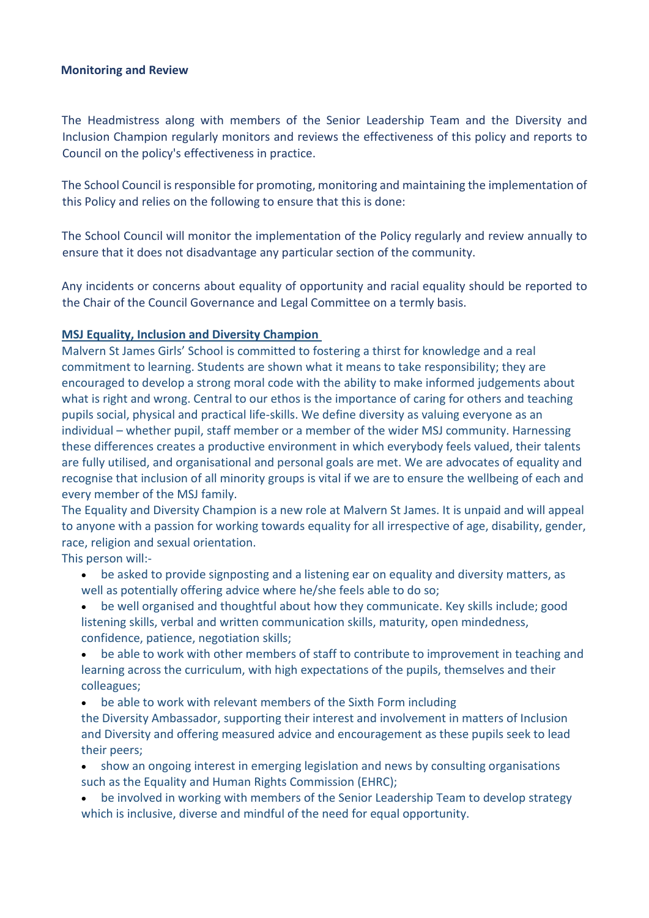**Monitoring and Review**

The Headmistress along with members of the Senior Leadership Team and the Diversity and Inclusion Champion regularly monitors and reviews the effectiveness of this policy and reports to Council on the policy's effectiveness in practice.

The School Council is responsible for promoting, monitoring and maintaining the implementation of this Policy and relies on the following to ensure that this is done:

The School Council will monitor the implementation of the Policy regularly and review annually to ensure that it does not disadvantage any particular section of the community.

Any incidents or concerns about equality of opportunity and racial equality should be reported to the Chair of the Council Governance and Legal Committee on a termly basis.

**MSJ Equality, Inclusion and Diversity Champion**

Malvern St James Girls' School is committed to fostering a thirst for knowledge and a real commitment to learning. Students are shown what it means to take responsibility; they are encouraged to develop a strong moral code with the ability to make informed judgements about what is right and wrong. Central to our ethos is the importance of caring for others and teaching pupils social, physical and practical life-skills. We define diversity as valuing everyone as an individual – whether pupil, staff member or a member of the wider MSJ community. Harnessing these differences creates a productive environment in which everybody feels valued, their talents are fully utilised, and organisational and personal goals are met. We are advocates of equality and recognise that inclusion of all minority groups is vital if we are to ensure the wellbeing of each and every member of the MSJ family.

The Equality and Diversity Champion is a new role at Malvern St James. It is unpaid and will appeal to anyone with a passion for working towards equality for all irrespective of age, disability, gender, race, religion and sexual orientation.

This person will:-

- be asked to provide signposting and a listening ear on equality and diversity matters, as well as potentially offering advice where he/she feels able to do so;
- be well organised and thoughtful about how they communicate. Key skills include; good listening skills, verbal and written communication skills, maturity, open mindedness, confidence, patience, negotiation skills;
- be able to work with other members of staff to contribute to improvement in teaching and learning across the curriculum, with high expectations of the pupils, themselves and their colleagues;
- be able to work with relevant members of the Sixth Form including the Diversity Ambassador, supporting their interest and involvement in matters of Inclusion and Diversity and offering measured advice and encouragement as these pupils seek to lead their peers;
- show an ongoing interest in emerging legislation and news by consulting organisations such as the Equality and Human Rights Commission (EHRC);
- be involved in working with members of the Senior Leadership Team to develop strategy which is inclusive, diverse and mindful of the need for equal opportunity.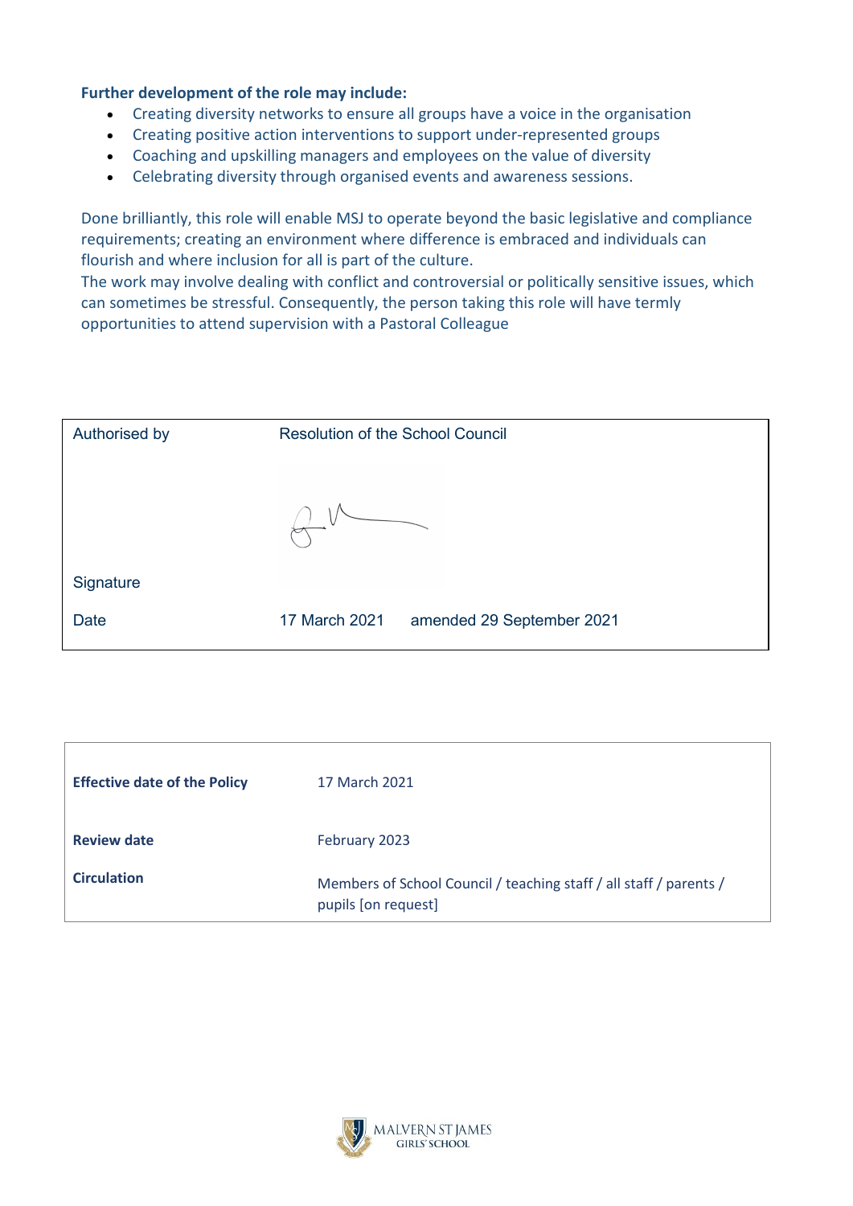**Further development of the role may include:**

- Creating diversity networks to ensure all groups have a voice in the organisation
- Creating positive action interventions to support under-represented groups
- Coaching and upskilling managers and employees on the value of diversity
- Celebrating diversity through organised events and awareness sessions.

Done brilliantly, this role will enable MSJ to operate beyond the basic legislative and compliance requirements; creating an environment where difference is embraced and individuals can flourish and where inclusion for all is part of the culture.
The work may involve dealing with conflict and controversial or politically sensitive issues, which can sometimes be stressful. Consequently, the person taking this role will have termly opportunities to attend supervision with a Pastoral Colleague

| | |
|---|---|
| Authorised by | Resolution of the School Council |
| Signature | |
| Date | 17 March 2021 amended 29 September 2021 |

| | |
|---|---|
| **Effective date of the Policy** | 17 March 2021 |
| **Review date** | February 2023 |
| **Circulation** | Members of School Council / teaching staff / all staff / parents / pupils [on request] |